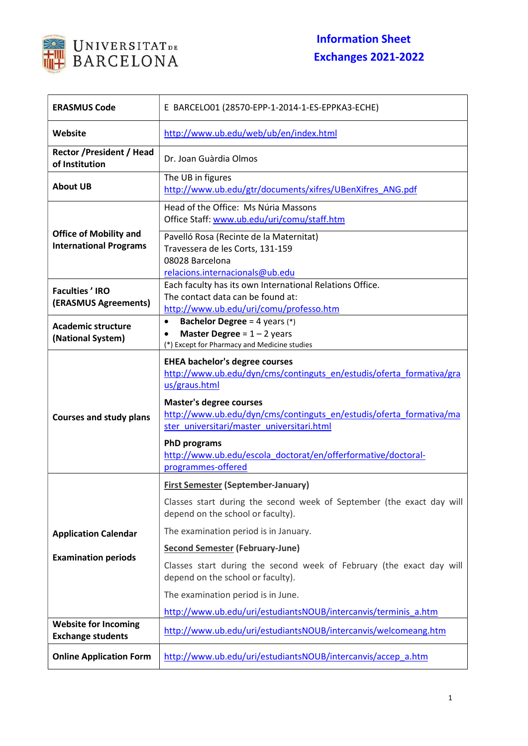**UNIVERSITAT DE BARCELONA**

# Information Sheet
# Exchanges 2021-2022

| | |
|---|---|
| **ERASMUS Code** | E BARCELO01 (28570-EPP-1-2014-1-ES-EPPKA3-ECHE) |
| **Website** | http://www.ub.edu/web/ub/en/index.html |
| **Rector /President / Head of Institution** | Dr. Joan Guàrdia Olmos |
| **About UB** | The UB in figures<br>http://www.ub.edu/gtr/documents/xifres/UBenXifres_ANG.pdf |
| **Office of Mobility and International Programs** | Head of the Office: Ms Núria Massons<br>Office Staff: www.ub.edu/uri/comu/staff.htm<br><br>Pavelló Rosa (Recinte de la Maternitat)<br>Travessera de les Corts, 131-159<br>08028 Barcelona<br>relacions.internacionals@ub.edu |
| **Faculties ' IRO (ERASMUS Agreements)** | Each faculty has its own International Relations Office.<br>The contact data can be found at:<br>http://www.ub.edu/uri/comu/professo.htm |
| **Academic structure (National System)** | • **Bachelor Degree** = 4 years (*)<br>• **Master Degree** = 1 – 2 years<br>(*) Except for Pharmacy and Medicine studies |
| **Courses and study plans** | **EHEA bachelor's degree courses**<br>http://www.ub.edu/dyn/cms/continguts_en/estudis/oferta_formativa/graus/graus.html<br><br>**Master's degree courses**<br>http://www.ub.edu/dyn/cms/continguts_en/estudis/oferta_formativa/master_universitari/master_universitari.html<br><br>**PhD programs**<br>http://www.ub.edu/escola_doctorat/en/offerformative/doctoral-programmes-offered |
| **Application Calendar**<br><br>**Examination periods** | **First Semester (September-January)**<br><br>Classes start during the second week of September (the exact day will depend on the school or faculty).<br><br>The examination period is in January.<br><br>**Second Semester (February-June)**<br><br>Classes start during the second week of February (the exact day will depend on the school or faculty).<br><br>The examination period is in June.<br><br>http://www.ub.edu/uri/estudiantsNOUB/intercanvis/terminis_a.htm |
| **Website for Incoming Exchange students** | http://www.ub.edu/uri/estudiantsNOUB/intercanvis/welcomeang.htm |
| **Online Application Form** | http://www.ub.edu/uri/estudiantsNOUB/intercanvis/accep_a.htm |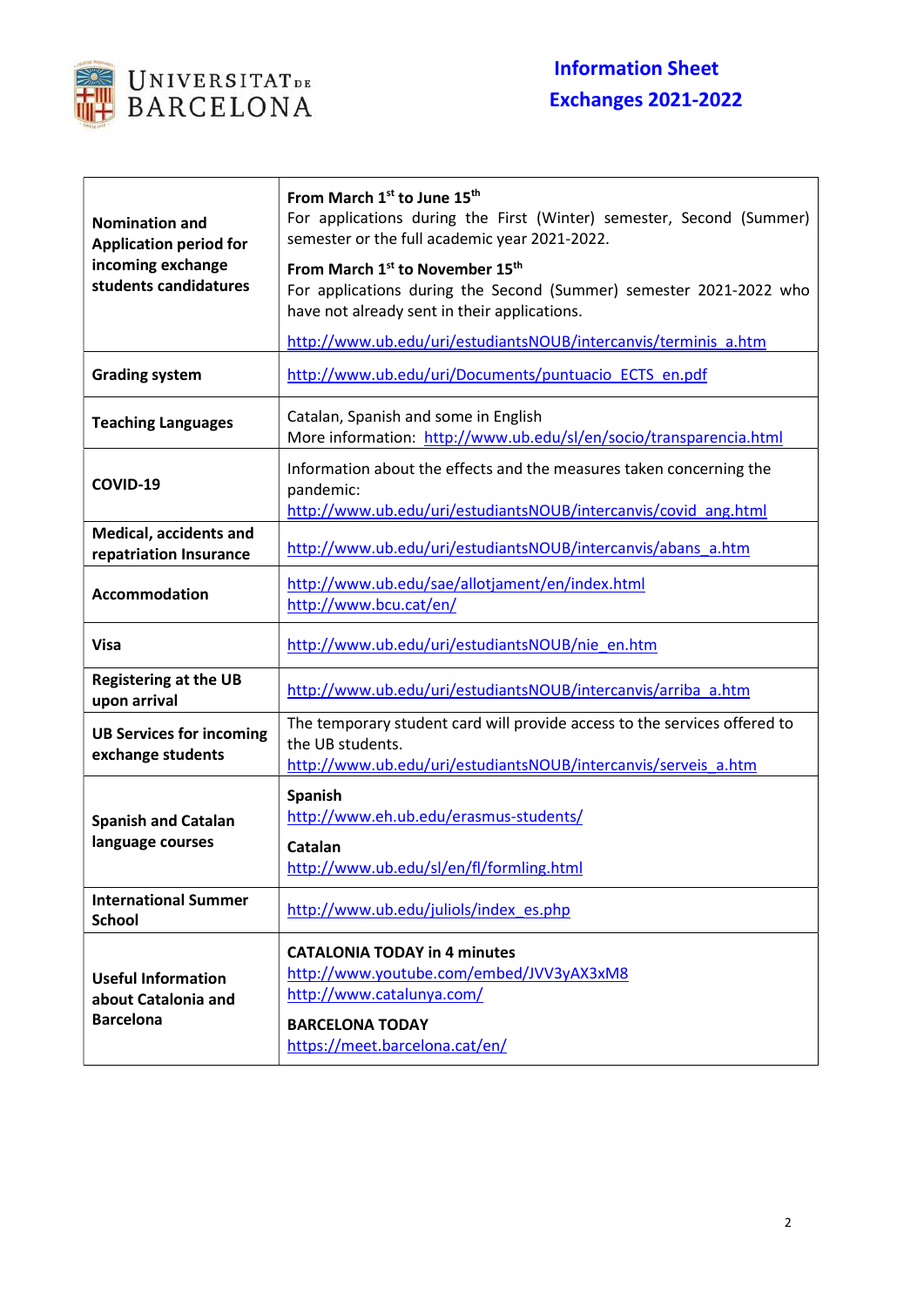# Information Sheet

# Exchanges 2021-2022

| | |
|---|---|
| **Nomination and Application period for incoming exchange students candidatures** | **From March 1st to June 15th**<br>For applications during the First (Winter) semester, Second (Summer) semester or the full academic year 2021-2022.<br>**From March 1st to November 15th**<br>For applications during the Second (Summer) semester 2021-2022 who have not already sent in their applications.<br>http://www.ub.edu/uri/estudiantsNOUB/intercanvis/terminis_a.htm |
| **Grading system** | http://www.ub.edu/uri/Documents/puntuacio_ECTS_en.pdf |
| **Teaching Languages** | Catalan, Spanish and some in English<br>More information: http://www.ub.edu/sl/en/socio/transparencia.html |
| **COVID-19** | Information about the effects and the measures taken concerning the pandemic:<br>http://www.ub.edu/uri/estudiantsNOUB/intercanvis/covid_ang.html |
| **Medical, accidents and repatriation Insurance** | http://www.ub.edu/uri/estudiantsNOUB/intercanvis/abans_a.htm |
| **Accommodation** | http://www.ub.edu/sae/allotjament/en/index.html<br>http://www.bcu.cat/en/ |
| **Visa** | http://www.ub.edu/uri/estudiantsNOUB/nie_en.htm |
| **Registering at the UB upon arrival** | http://www.ub.edu/uri/estudiantsNOUB/intercanvis/arriba_a.htm |
| **UB Services for incoming exchange students** | The temporary student card will provide access to the services offered to the UB students.<br>http://www.ub.edu/uri/estudiantsNOUB/intercanvis/serveis_a.htm |
| **Spanish and Catalan language courses** | **Spanish**<br>http://www.eh.ub.edu/erasmus-students/<br>**Catalan**<br>http://www.ub.edu/sl/en/fl/formling.html |
| **International Summer School** | http://www.ub.edu/juliols/index_es.php |
| **Useful Information about Catalonia and Barcelona** | **CATALONIA TODAY in 4 minutes**<br>http://www.youtube.com/embed/JVV3yAX3xM8<br>http://www.catalunya.com/<br>**BARCELONA TODAY**<br>https://meet.barcelona.cat/en/ |